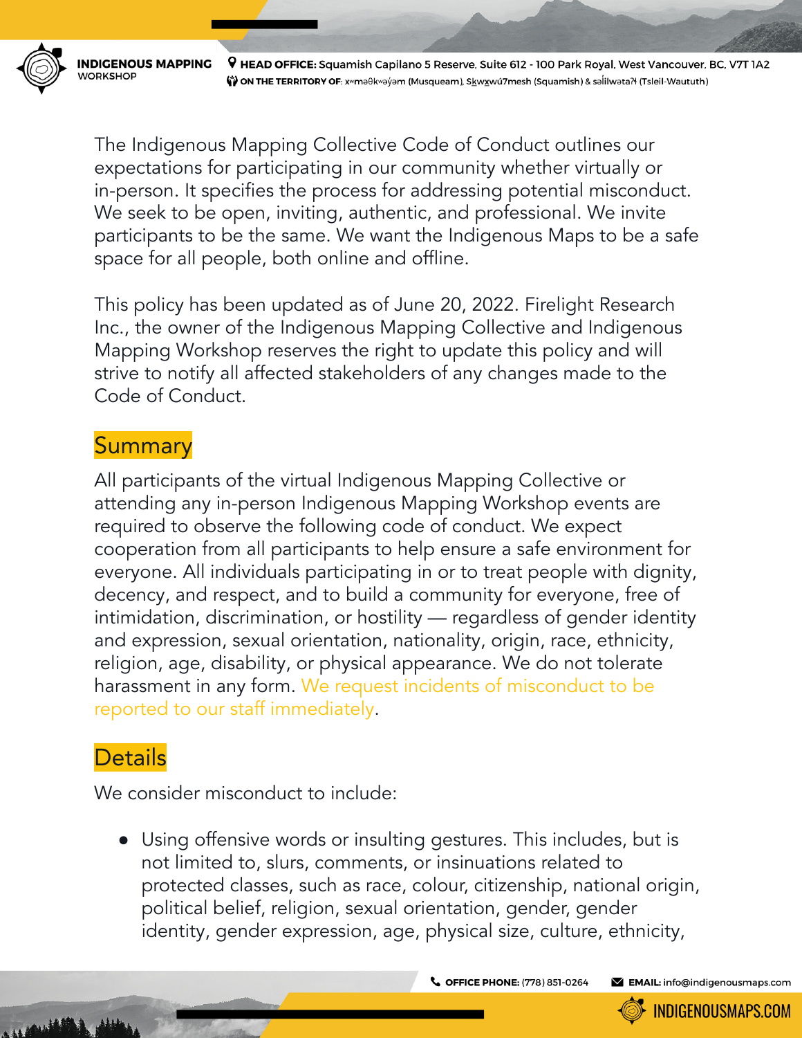The Indigenous Mapping Collective Code of Conduct outlines our expectations for participating in our community whether virtually or in-person. It specifies the process for addressing potential misconduct. We seek to be open, inviting, authentic, and professional. We invite participants to be the same. We want the Indigenous Maps to be a safe space for all people, both online and offline.

This policy has been updated as of June 20, 2022. Firelight Research Inc., the owner of the Indigenous Mapping Collective and Indigenous Mapping Workshop reserves the right to update this policy and will strive to notify all affected stakeholders of any changes made to the Code of Conduct.

## Summary

All participants of the virtual Indigenous Mapping Collective or attending any in-person Indigenous Mapping Workshop events are required to observe the following code of conduct. We expect cooperation from all participants to help ensure a safe environment for everyone. All individuals participating in or to treat people with dignity, decency, and respect, and to build a community for everyone, free of intimidation, discrimination, or hostility — regardless of gender identity and expression, sexual orientation, nationality, origin, race, ethnicity, religion, age, disability, or physical appearance. We do not tolerate harassment in any form. We request incidents of misconduct to be reported to our staff immediately.

## Details

We consider misconduct to include:

- Using offensive words or insulting gestures. This includes, but is not limited to, slurs, comments, or insinuations related to protected classes, such as race, colour, citizenship, national origin, political belief, religion, sexual orientation, gender, gender identity, gender expression, age, physical size, culture, ethnicity,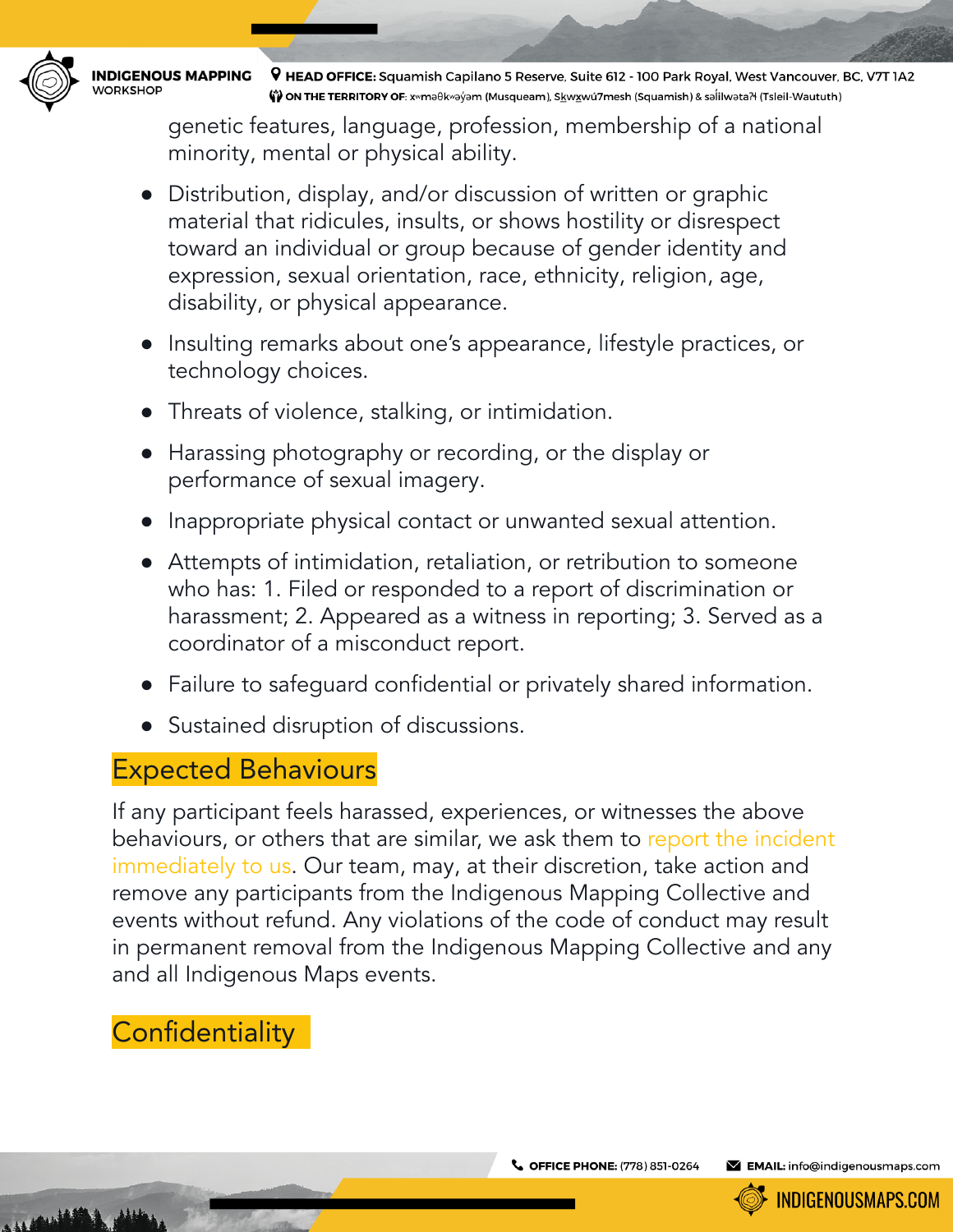genetic features, language, profession, membership of a national minority, mental or physical ability.

- Distribution, display, and/or discussion of written or graphic material that ridicules, insults, or shows hostility or disrespect toward an individual or group because of gender identity and expression, sexual orientation, race, ethnicity, religion, age, disability, or physical appearance.
- Insulting remarks about one's appearance, lifestyle practices, or technology choices.
- Threats of violence, stalking, or intimidation.
- Harassing photography or recording, or the display or performance of sexual imagery.
- Inappropriate physical contact or unwanted sexual attention.
- Attempts of intimidation, retaliation, or retribution to someone who has: 1. Filed or responded to a report of discrimination or harassment; 2. Appeared as a witness in reporting; 3. Served as a coordinator of a misconduct report.
- Failure to safeguard confidential or privately shared information.
- Sustained disruption of discussions.

## Expected Behaviours

If any participant feels harassed, experiences, or witnesses the above behaviours, or others that are similar, we ask them to report the incident immediately to us. Our team, may, at their discretion, take action and remove any participants from the Indigenous Mapping Collective and events without refund. Any violations of the code of conduct may result in permanent removal from the Indigenous Mapping Collective and any and all Indigenous Maps events.

## Confidentiality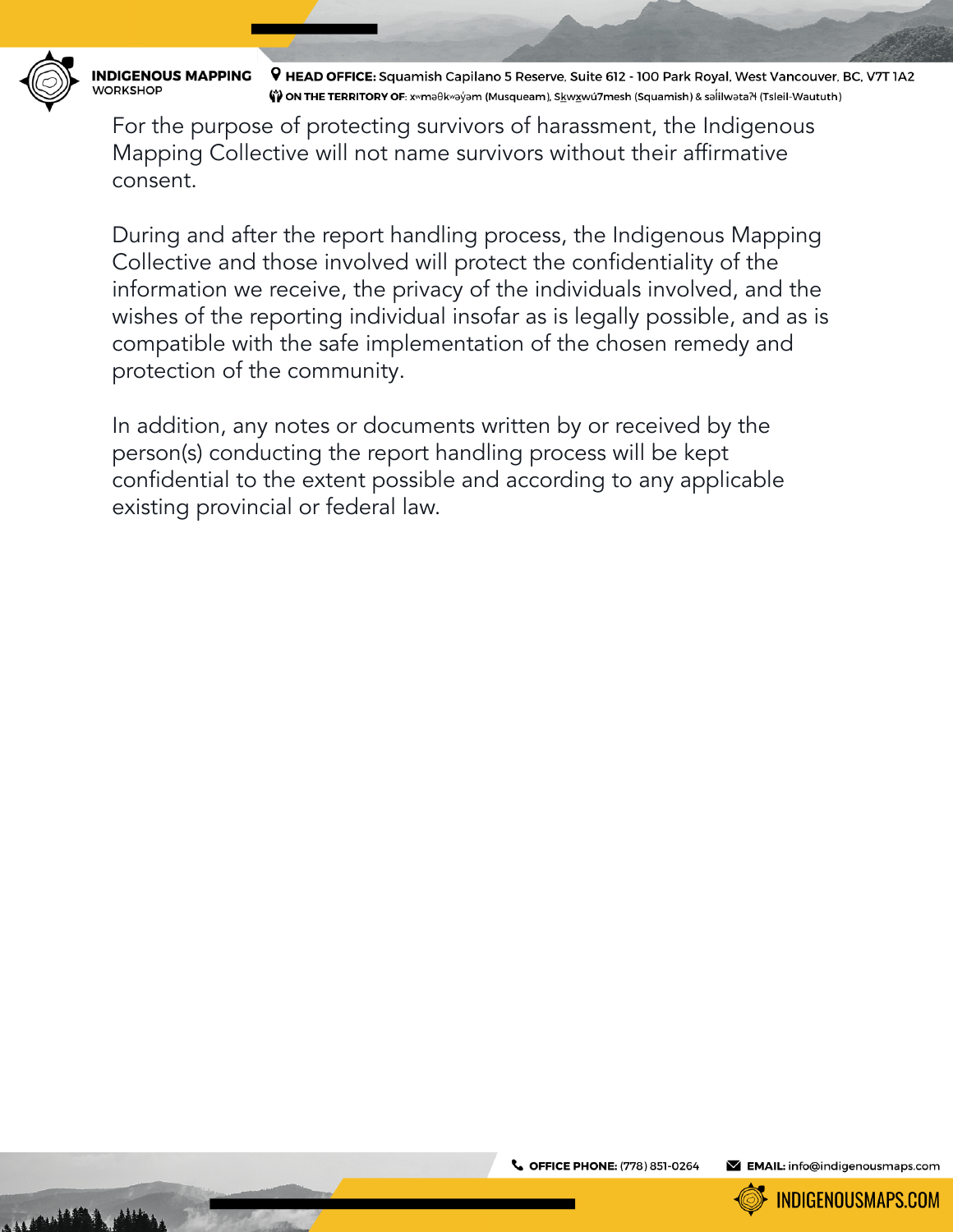For the purpose of protecting survivors of harassment, the Indigenous Mapping Collective will not name survivors without their affirmative consent.

During and after the report handling process, the Indigenous Mapping Collective and those involved will protect the confidentiality of the information we receive, the privacy of the individuals involved, and the wishes of the reporting individual insofar as is legally possible, and as is compatible with the safe implementation of the chosen remedy and protection of the community.

In addition, any notes or documents written by or received by the person(s) conducting the report handling process will be kept confidential to the extent possible and according to any applicable existing provincial or federal law.